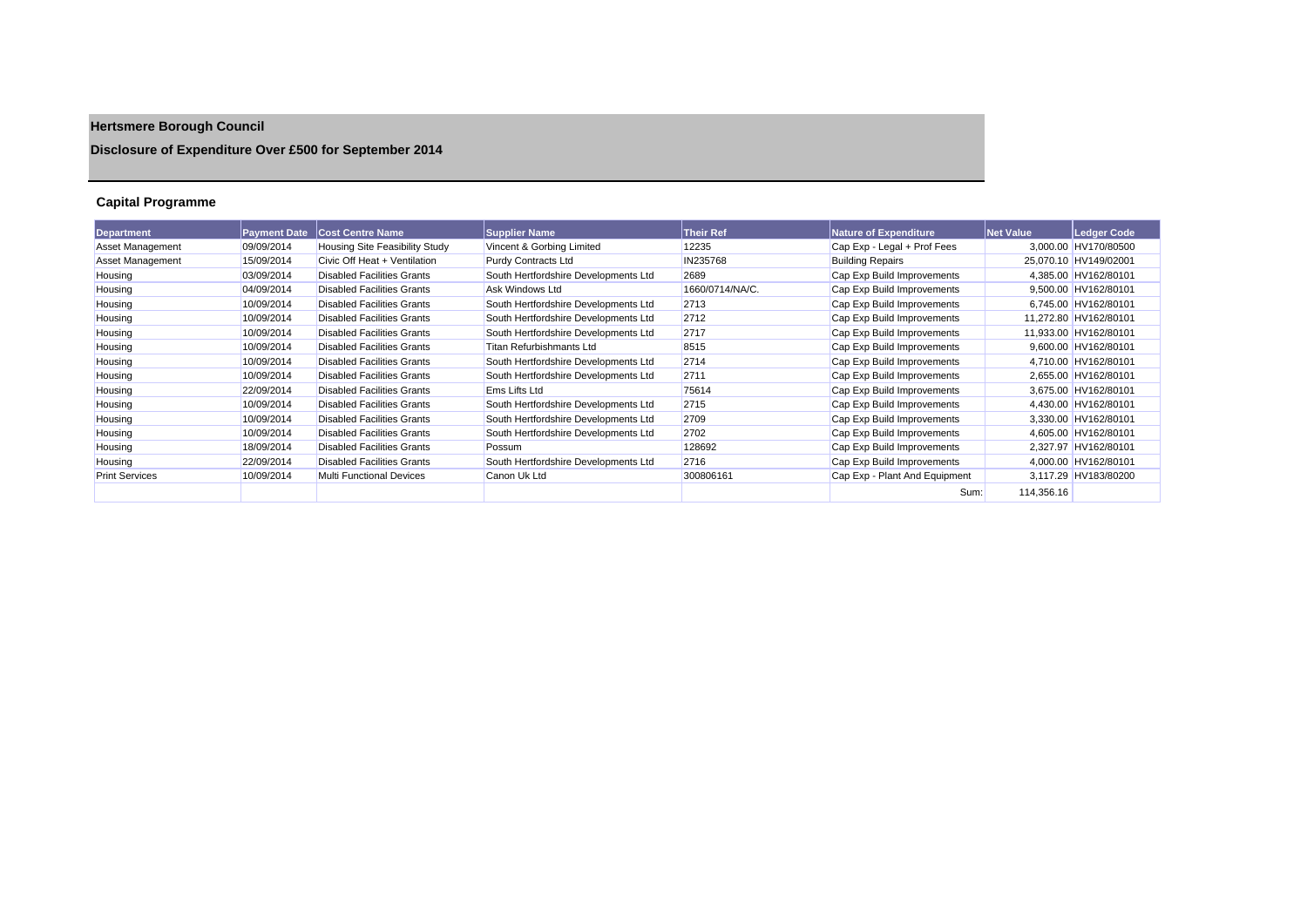# Hertsmere Borough Council

## Disclosure of Expenditure Over £500 for September 2014

### Capital Programme

| Department | Payment Date | Cost Centre Name | Supplier Name | Their Ref | Nature of Expenditure | Net Value | Ledger Code |
|---|---|---|---|---|---|---|---|
| Asset Management | 09/09/2014 | Housing Site Feasibility Study | Vincent & Gorbing Limited | 12235 | Cap Exp - Legal + Prof Fees | 3,000.00 | HV170/80500 |
| Asset Management | 15/09/2014 | Civic Off Heat + Ventilation | Purdy Contracts Ltd | IN235768 | Building Repairs | 25,070.10 | HV149/02001 |
| Housing | 03/09/2014 | Disabled Facilities Grants | South Hertfordshire Developments Ltd | 2689 | Cap Exp Build Improvements | 4,385.00 | HV162/80101 |
| Housing | 04/09/2014 | Disabled Facilities Grants | Ask Windows Ltd | 1660/0714/NA/C. | Cap Exp Build Improvements | 9,500.00 | HV162/80101 |
| Housing | 10/09/2014 | Disabled Facilities Grants | South Hertfordshire Developments Ltd | 2713 | Cap Exp Build Improvements | 6,745.00 | HV162/80101 |
| Housing | 10/09/2014 | Disabled Facilities Grants | South Hertfordshire Developments Ltd | 2712 | Cap Exp Build Improvements | 11,272.80 | HV162/80101 |
| Housing | 10/09/2014 | Disabled Facilities Grants | South Hertfordshire Developments Ltd | 2717 | Cap Exp Build Improvements | 11,933.00 | HV162/80101 |
| Housing | 10/09/2014 | Disabled Facilities Grants | Titan Refurbishmants Ltd | 8515 | Cap Exp Build Improvements | 9,600.00 | HV162/80101 |
| Housing | 10/09/2014 | Disabled Facilities Grants | South Hertfordshire Developments Ltd | 2714 | Cap Exp Build Improvements | 4,710.00 | HV162/80101 |
| Housing | 10/09/2014 | Disabled Facilities Grants | South Hertfordshire Developments Ltd | 2711 | Cap Exp Build Improvements | 2,655.00 | HV162/80101 |
| Housing | 22/09/2014 | Disabled Facilities Grants | Ems Lifts Ltd | 75614 | Cap Exp Build Improvements | 3,675.00 | HV162/80101 |
| Housing | 10/09/2014 | Disabled Facilities Grants | South Hertfordshire Developments Ltd | 2715 | Cap Exp Build Improvements | 4,430.00 | HV162/80101 |
| Housing | 10/09/2014 | Disabled Facilities Grants | South Hertfordshire Developments Ltd | 2709 | Cap Exp Build Improvements | 3,330.00 | HV162/80101 |
| Housing | 10/09/2014 | Disabled Facilities Grants | South Hertfordshire Developments Ltd | 2702 | Cap Exp Build Improvements | 4,605.00 | HV162/80101 |
| Housing | 18/09/2014 | Disabled Facilities Grants | Possum | 128692 | Cap Exp Build Improvements | 2,327.97 | HV162/80101 |
| Housing | 22/09/2014 | Disabled Facilities Grants | South Hertfordshire Developments Ltd | 2716 | Cap Exp Build Improvements | 4,000.00 | HV162/80101 |
| Print Services | 10/09/2014 | Multi Functional Devices | Canon Uk Ltd | 300806161 | Cap Exp - Plant And Equipment | 3,117.29 | HV183/80200 |
| | | | | | Sum: | 114,356.16 | |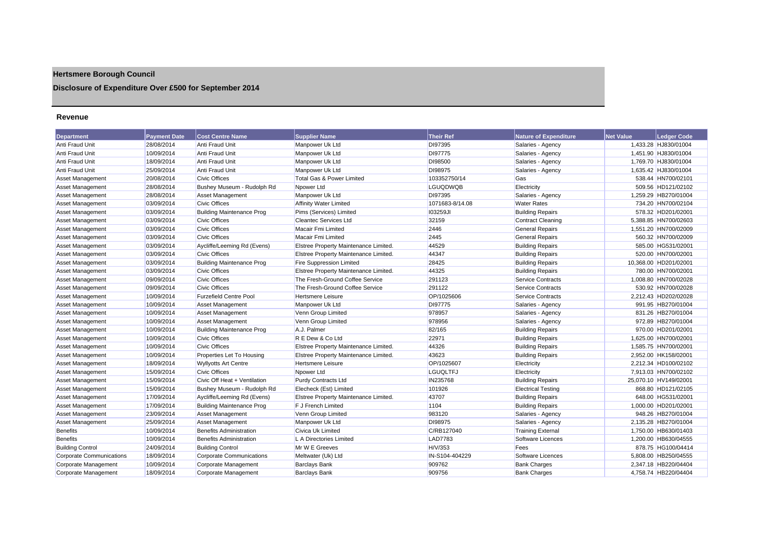# Hertsmere Borough Council

## Disclosure of Expenditure Over £500 for September 2014

### Revenue

| Department | Payment Date | Cost Centre Name | Supplier Name | Their Ref | Nature of Expenditure | Net Value | Ledger Code |
|---|---|---|---|---|---|---|---|
| Anti Fraud Unit | 28/08/2014 | Anti Fraud Unit | Manpower Uk Ltd | DI97395 | Salaries - Agency | 1,433.28 | HJ830/01004 |
| Anti Fraud Unit | 10/09/2014 | Anti Fraud Unit | Manpower Uk Ltd | DI97775 | Salaries - Agency | 1,451.90 | HJ830/01004 |
| Anti Fraud Unit | 18/09/2014 | Anti Fraud Unit | Manpower Uk Ltd | DI98500 | Salaries - Agency | 1,769.70 | HJ830/01004 |
| Anti Fraud Unit | 25/09/2014 | Anti Fraud Unit | Manpower Uk Ltd | DI98975 | Salaries - Agency | 1,635.42 | HJ830/01004 |
| Asset Management | 20/08/2014 | Civic Offices | Total Gas & Power Limited | 103352750/14 | Gas | 538.44 | HN700/02101 |
| Asset Management | 28/08/2014 | Bushey Museum - Rudolph Rd | Npower Ltd | LGUQDWQB | Electricity | 509.56 | HD121/02102 |
| Asset Management | 28/08/2014 | Asset Management | Manpower Uk Ltd | DI97395 | Salaries - Agency | 1,259.29 | HB270/01004 |
| Asset Management | 03/09/2014 | Civic Offices | Affinity Water Limited | 1071683-8/14.08 | Water Rates | 734.20 | HN700/02104 |
| Asset Management | 03/09/2014 | Building Maintenance Prog | Pims (Services) Limited | I03259JI | Building Repairs | 578.32 | HD201/02001 |
| Asset Management | 03/09/2014 | Civic Offices | Cleantec Services Ltd | 32159 | Contract Cleaning | 5,388.85 | HN700/02603 |
| Asset Management | 03/09/2014 | Civic Offices | Macair Fmi Limited | 2446 | General Repairs | 1,551.20 | HN700/02009 |
| Asset Management | 03/09/2014 | Civic Offices | Macair Fmi Limited | 2445 | General Repairs | 560.32 | HN700/02009 |
| Asset Management | 03/09/2014 | Aycliffe/Leeming Rd (Evens) | Elstree Property Maintenance Limited. | 44529 | Building Repairs | 585.00 | HG531/02001 |
| Asset Management | 03/09/2014 | Civic Offices | Elstree Property Maintenance Limited. | 44347 | Building Repairs | 520.00 | HN700/02001 |
| Asset Management | 03/09/2014 | Building Maintenance Prog | Fire Suppression Limited | 28425 | Building Repairs | 10,368.00 | HD201/02001 |
| Asset Management | 03/09/2014 | Civic Offices | Elstree Property Maintenance Limited. | 44325 | Building Repairs | 780.00 | HN700/02001 |
| Asset Management | 09/09/2014 | Civic Offices | The Fresh-Ground Coffee Service | 291123 | Service Contracts | 1,008.80 | HN700/02028 |
| Asset Management | 09/09/2014 | Civic Offices | The Fresh-Ground Coffee Service | 291122 | Service Contracts | 530.92 | HN700/02028 |
| Asset Management | 10/09/2014 | Furzefield Centre Pool | Hertsmere Leisure | OP/1025606 | Service Contracts | 2,212.43 | HD202/02028 |
| Asset Management | 10/09/2014 | Asset Management | Manpower Uk Ltd | DI97775 | Salaries - Agency | 991.95 | HB270/01004 |
| Asset Management | 10/09/2014 | Asset Management | Venn Group Limited | 978957 | Salaries - Agency | 831.26 | HB270/01004 |
| Asset Management | 10/09/2014 | Asset Management | Venn Group Limited | 978956 | Salaries - Agency | 972.89 | HB270/01004 |
| Asset Management | 10/09/2014 | Building Maintenance Prog | A.J. Palmer | 82/165 | Building Repairs | 970.00 | HD201/02001 |
| Asset Management | 10/09/2014 | Civic Offices | R E Dew & Co Ltd | 22971 | Building Repairs | 1,625.00 | HN700/02001 |
| Asset Management | 10/09/2014 | Civic Offices | Elstree Property Maintenance Limited. | 44326 | Building Repairs | 1,585.75 | HN700/02001 |
| Asset Management | 10/09/2014 | Properties Let To Housing | Elstree Property Maintenance Limited. | 43623 | Building Repairs | 2,952.00 | HK158/02001 |
| Asset Management | 18/09/2014 | Wyllyotts Art Centre | Hertsmere Leisure | OP/1025607 | Electricity | 2,212.34 | HD100/02102 |
| Asset Management | 15/09/2014 | Civic Offices | Npower Ltd | LGUQLTFJ | Electricity | 7,913.03 | HN700/02102 |
| Asset Management | 15/09/2014 | Civic Off Heat + Ventilation | Purdy Contracts Ltd | IN235768 | Building Repairs | 25,070.10 | HV149/02001 |
| Asset Management | 15/09/2014 | Bushey Museum - Rudolph Rd | Elecheck (Est) Limited | 101926 | Electrical Testing | 868.80 | HD121/02105 |
| Asset Management | 17/09/2014 | Aycliffe/Leeming Rd (Evens) | Elstree Property Maintenance Limited. | 43707 | Building Repairs | 648.00 | HG531/02001 |
| Asset Management | 17/09/2014 | Building Maintenance Prog | F J French Limited | 1104 | Building Repairs | 1,000.00 | HD201/02001 |
| Asset Management | 23/09/2014 | Asset Management | Venn Group Limited | 983120 | Salaries - Agency | 948.26 | HB270/01004 |
| Asset Management | 25/09/2014 | Asset Management | Manpower Uk Ltd | DI98975 | Salaries - Agency | 2,135.28 | HB270/01004 |
| Benefits | 10/09/2014 | Benefits Administration | Civica Uk Limited | C/RB127040 | Training External | 1,750.00 | HB630/01403 |
| Benefits | 10/09/2014 | Benefits Administration | L A Directories Limited | LAD7783 | Software Licences | 1,200.00 | HB630/04555 |
| Building Control | 24/09/2014 | Building Control | Mr W E Greeves | H/V/353 | Fees | 878.75 | HG100/04414 |
| Corporate Communications | 18/09/2014 | Corporate Communications | Meltwater (Uk) Ltd | IN-S104-404229 | Software Licences | 5,808.00 | HB250/04555 |
| Corporate Management | 10/09/2014 | Corporate Management | Barclays Bank | 909762 | Bank Charges | 2,347.18 | HB220/04404 |
| Corporate Management | 18/09/2014 | Corporate Management | Barclays Bank | 909756 | Bank Charges | 4,758.74 | HB220/04404 |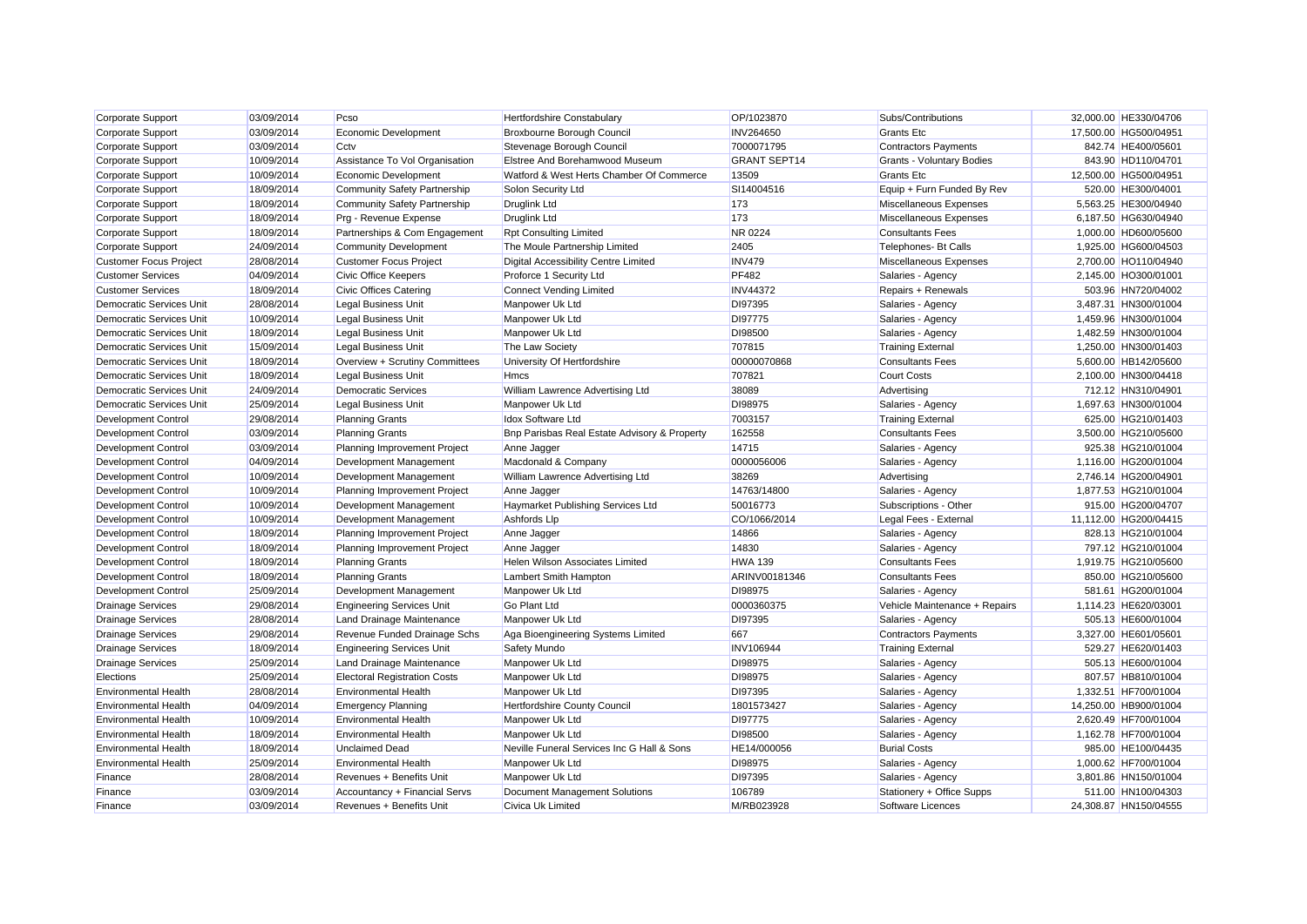| Corporate Support | 03/09/2014 | Pcso | Hertfordshire Constabulary | OP/1023870 | Subs/Contributions | 32,000.00 | HE330/04706 |
|---|---|---|---|---|---|---|---|
| Corporate Support | 03/09/2014 | Economic Development | Broxbourne Borough Council | INV264650 | Grants Etc | 17,500.00 | HG500/04951 |
| Corporate Support | 03/09/2014 | Cctv | Stevenage Borough Council | 7000071795 | Contractors Payments | 842.74 | HE400/05601 |
| Corporate Support | 10/09/2014 | Assistance To Vol Organisation | Elstree And Borehamwood Museum | GRANT SEPT14 | Grants - Voluntary Bodies | 843.90 | HD110/04701 |
| Corporate Support | 10/09/2014 | Economic Development | Watford & West Herts Chamber Of Commerce | 13509 | Grants Etc | 12,500.00 | HG500/04951 |
| Corporate Support | 18/09/2014 | Community Safety Partnership | Solon Security Ltd | SI14004516 | Equip + Furn Funded By Rev | 520.00 | HE300/04001 |
| Corporate Support | 18/09/2014 | Community Safety Partnership | Druglink Ltd | 173 | Miscellaneous Expenses | 5,563.25 | HE300/04940 |
| Corporate Support | 18/09/2014 | Prg - Revenue Expense | Druglink Ltd | 173 | Miscellaneous Expenses | 6,187.50 | HG630/04940 |
| Corporate Support | 18/09/2014 | Partnerships & Com Engagement | Rpt Consulting Limited | NR 0224 | Consultants Fees | 1,000.00 | HD600/05600 |
| Corporate Support | 24/09/2014 | Community Development | The Moule Partnership Limited | 2405 | Telephones- Bt Calls | 1,925.00 | HG600/04503 |
| Customer Focus Project | 28/08/2014 | Customer Focus Project | Digital Accessibility Centre Limited | INV479 | Miscellaneous Expenses | 2,700.00 | HO110/04940 |
| Customer Services | 04/09/2014 | Civic Office Keepers | Proforce 1 Security Ltd | PF482 | Salaries - Agency | 2,145.00 | HO300/01001 |
| Customer Services | 18/09/2014 | Civic Offices Catering | Connect Vending Limited | INV44372 | Repairs + Renewals | 503.96 | HN720/04002 |
| Democratic Services Unit | 28/08/2014 | Legal Business Unit | Manpower Uk Ltd | DI97395 | Salaries - Agency | 3,487.31 | HN300/01004 |
| Democratic Services Unit | 10/09/2014 | Legal Business Unit | Manpower Uk Ltd | DI97775 | Salaries - Agency | 1,459.96 | HN300/01004 |
| Democratic Services Unit | 18/09/2014 | Legal Business Unit | Manpower Uk Ltd | DI98500 | Salaries - Agency | 1,482.59 | HN300/01004 |
| Democratic Services Unit | 15/09/2014 | Legal Business Unit | The Law Society | 707815 | Training External | 1,250.00 | HN300/01403 |
| Democratic Services Unit | 18/09/2014 | Overview + Scrutiny Committees | University Of Hertfordshire | 00000070868 | Consultants Fees | 5,600.00 | HB142/05600 |
| Democratic Services Unit | 18/09/2014 | Legal Business Unit | Hmcs | 707821 | Court Costs | 2,100.00 | HN300/04418 |
| Democratic Services Unit | 24/09/2014 | Democratic Services | William Lawrence Advertising Ltd | 38089 | Advertising | 712.12 | HN310/04901 |
| Democratic Services Unit | 25/09/2014 | Legal Business Unit | Manpower Uk Ltd | DI98975 | Salaries - Agency | 1,697.63 | HN300/01004 |
| Development Control | 29/08/2014 | Planning Grants | Idox Software Ltd | 7003157 | Training External | 625.00 | HG210/01403 |
| Development Control | 03/09/2014 | Planning Grants | Bnp Parisbas Real Estate Advisory & Property | 162558 | Consultants Fees | 3,500.00 | HG210/05600 |
| Development Control | 03/09/2014 | Planning Improvement Project | Anne Jagger | 14715 | Salaries - Agency | 925.38 | HG210/01004 |
| Development Control | 04/09/2014 | Development Management | Macdonald & Company | 0000056006 | Salaries - Agency | 1,116.00 | HG200/01004 |
| Development Control | 10/09/2014 | Development Management | William Lawrence Advertising Ltd | 38269 | Advertising | 2,746.14 | HG200/04901 |
| Development Control | 10/09/2014 | Planning Improvement Project | Anne Jagger | 14763/14800 | Salaries - Agency | 1,877.53 | HG210/01004 |
| Development Control | 10/09/2014 | Development Management | Haymarket Publishing Services Ltd | 50016773 | Subscriptions - Other | 915.00 | HG200/04707 |
| Development Control | 10/09/2014 | Development Management | Ashfords Llp | CO/1066/2014 | Legal Fees - External | 11,112.00 | HG200/04415 |
| Development Control | 18/09/2014 | Planning Improvement Project | Anne Jagger | 14866 | Salaries - Agency | 828.13 | HG210/01004 |
| Development Control | 18/09/2014 | Planning Improvement Project | Anne Jagger | 14830 | Salaries - Agency | 797.12 | HG210/01004 |
| Development Control | 18/09/2014 | Planning Grants | Helen Wilson Associates Limited | HWA 139 | Consultants Fees | 1,919.75 | HG210/05600 |
| Development Control | 18/09/2014 | Planning Grants | Lambert Smith Hampton | ARINV00181346 | Consultants Fees | 850.00 | HG210/05600 |
| Development Control | 25/09/2014 | Development Management | Manpower Uk Ltd | DI98975 | Salaries - Agency | 581.61 | HG200/01004 |
| Drainage Services | 29/08/2014 | Engineering Services Unit | Go Plant Ltd | 0000360375 | Vehicle Maintenance + Repairs | 1,114.23 | HE620/03001 |
| Drainage Services | 28/08/2014 | Land Drainage Maintenance | Manpower Uk Ltd | DI97395 | Salaries - Agency | 505.13 | HE600/01004 |
| Drainage Services | 29/08/2014 | Revenue Funded Drainage Schs | Aga Bioengineering Systems Limited | 667 | Contractors Payments | 3,327.00 | HE601/05601 |
| Drainage Services | 18/09/2014 | Engineering Services Unit | Safety Mundo | INV106944 | Training External | 529.27 | HE620/01403 |
| Drainage Services | 25/09/2014 | Land Drainage Maintenance | Manpower Uk Ltd | DI98975 | Salaries - Agency | 505.13 | HE600/01004 |
| Elections | 25/09/2014 | Electoral Registration Costs | Manpower Uk Ltd | DI98975 | Salaries - Agency | 807.57 | HB810/01004 |
| Environmental Health | 28/08/2014 | Environmental Health | Manpower Uk Ltd | DI97395 | Salaries - Agency | 1,332.51 | HF700/01004 |
| Environmental Health | 04/09/2014 | Emergency Planning | Hertfordshire County Council | 1801573427 | Salaries - Agency | 14,250.00 | HB900/01004 |
| Environmental Health | 10/09/2014 | Environmental Health | Manpower Uk Ltd | DI97775 | Salaries - Agency | 2,620.49 | HF700/01004 |
| Environmental Health | 18/09/2014 | Environmental Health | Manpower Uk Ltd | DI98500 | Salaries - Agency | 1,162.78 | HF700/01004 |
| Environmental Health | 18/09/2014 | Unclaimed Dead | Neville Funeral Services Inc G Hall & Sons | HE14/000056 | Burial Costs | 985.00 | HE100/04435 |
| Environmental Health | 25/09/2014 | Environmental Health | Manpower Uk Ltd | DI98975 | Salaries - Agency | 1,000.62 | HF700/01004 |
| Finance | 28/08/2014 | Revenues + Benefits Unit | Manpower Uk Ltd | DI97395 | Salaries - Agency | 3,801.86 | HN150/01004 |
| Finance | 03/09/2014 | Accountancy + Financial Servs | Document Management Solutions | 106789 | Stationery + Office Supps | 511.00 | HN100/04303 |
| Finance | 03/09/2014 | Revenues + Benefits Unit | Civica Uk Limited | M/RB023928 | Software Licences | 24,308.87 | HN150/04555 |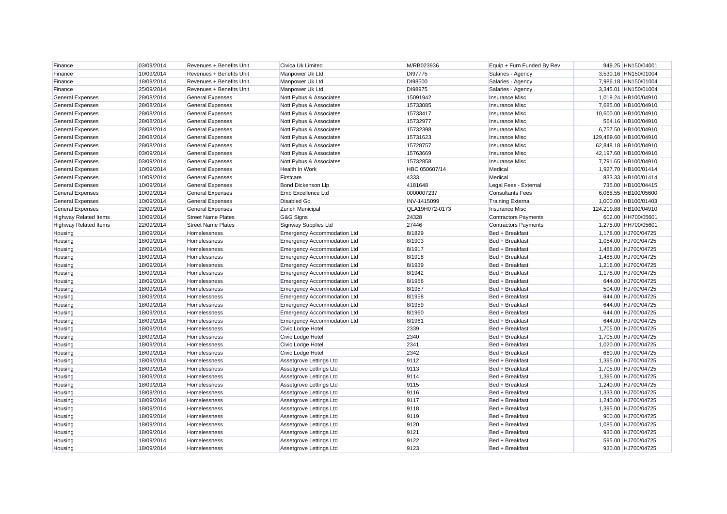| | | | | | | | |
|---|---|---|---|---|---|---|---|
| Finance | 03/09/2014 | Revenues + Benefits Unit | Civica Uk Limited | M/RB023936 | Equip + Furn Funded By Rev | 949.25 | HN150/04001 |
| Finance | 10/09/2014 | Revenues + Benefits Unit | Manpower Uk Ltd | DI97775 | Salaries - Agency | 3,530.16 | HN150/01004 |
| Finance | 18/09/2014 | Revenues + Benefits Unit | Manpower Uk Ltd | DI98500 | Salaries - Agency | 7,986.18 | HN150/01004 |
| Finance | 25/09/2014 | Revenues + Benefits Unit | Manpower Uk Ltd | DI98975 | Salaries - Agency | 3,345.01 | HN150/01004 |
| General Expenses | 28/08/2014 | General Expenses | Nott Pybus & Associates | 15091942 | Insurance Misc | 1,019.24 | HB100/04910 |
| General Expenses | 28/08/2014 | General Expenses | Nott Pybus & Associates | 15733085 | Insurance Misc | 7,685.00 | HB100/04910 |
| General Expenses | 28/08/2014 | General Expenses | Nott Pybus & Associates | 15733417 | Insurance Misc | 10,600.00 | HB100/04910 |
| General Expenses | 28/08/2014 | General Expenses | Nott Pybus & Associates | 15732977 | Insurance Misc | 564.16 | HB100/04910 |
| General Expenses | 28/08/2014 | General Expenses | Nott Pybus & Associates | 15732398 | Insurance Misc | 6,757.50 | HB100/04910 |
| General Expenses | 28/08/2014 | General Expenses | Nott Pybus & Associates | 15731623 | Insurance Misc | 129,489.60 | HB100/04910 |
| General Expenses | 28/08/2014 | General Expenses | Nott Pybus & Associates | 15728757 | Insurance Misc | 62,848.18 | HB100/04910 |
| General Expenses | 03/09/2014 | General Expenses | Nott Pybus & Associates | 15763669 | Insurance Misc | 42,197.60 | HB100/04910 |
| General Expenses | 03/09/2014 | General Expenses | Nott Pybus & Associates | 15732858 | Insurance Misc | 7,791.65 | HB100/04910 |
| General Expenses | 10/09/2014 | General Expenses | Health In Work | HBC 050607/14 | Medical | 1,927.70 | HB100/01414 |
| General Expenses | 10/09/2014 | General Expenses | Firstcare | 4333 | Medical | 833.33 | HB100/01414 |
| General Expenses | 10/09/2014 | General Expenses | Bond Dickenson Llp | 4181648 | Legal Fees - External | 735.00 | HB100/04415 |
| General Expenses | 10/09/2014 | General Expenses | Emb Excellence Ltd | 0000007237 | Consultants Fees | 6,068.55 | HB100/05600 |
| General Expenses | 10/09/2014 | General Expenses | Disabled Go | INV-1415099 | Training External | 1,000.00 | HB100/01403 |
| General Expenses | 22/09/2014 | General Expenses | Zurich Municipal | QLA19H072-0173 | Insurance Misc | 124,219.88 | HB100/04910 |
| Highway Related Items | 10/09/2014 | Street Name Plates | G&G Signs | 24328 | Contractors Payments | 602.00 | HH700/05601 |
| Highway Related Items | 22/09/2014 | Street Name Plates | Signway Supplies Ltd | 27446 | Contractors Payments | 1,275.00 | HH700/05601 |
| Housing | 18/09/2014 | Homelessness | Emergency Accommodation Ltd | 8/1829 | Bed + Breakfast | 1,178.00 | HJ700/04725 |
| Housing | 18/09/2014 | Homelessness | Emergency Accommodation Ltd | 8/1903 | Bed + Breakfast | 1,054.00 | HJ700/04725 |
| Housing | 18/09/2014 | Homelessness | Emergency Accommodation Ltd | 8/1917 | Bed + Breakfast | 1,488.00 | HJ700/04725 |
| Housing | 18/09/2014 | Homelessness | Emergency Accommodation Ltd | 8/1918 | Bed + Breakfast | 1,488.00 | HJ700/04725 |
| Housing | 18/09/2014 | Homelessness | Emergency Accommodation Ltd | 8/1939 | Bed + Breakfast | 1,216.00 | HJ700/04725 |
| Housing | 18/09/2014 | Homelessness | Emergency Accommodation Ltd | 8/1942 | Bed + Breakfast | 1,178.00 | HJ700/04725 |
| Housing | 18/09/2014 | Homelessness | Emergency Accommodation Ltd | 8/1956 | Bed + Breakfast | 644.00 | HJ700/04725 |
| Housing | 18/09/2014 | Homelessness | Emergency Accommodation Ltd | 8/1957 | Bed + Breakfast | 504.00 | HJ700/04725 |
| Housing | 18/09/2014 | Homelessness | Emergency Accommodation Ltd | 8/1958 | Bed + Breakfast | 644.00 | HJ700/04725 |
| Housing | 18/09/2014 | Homelessness | Emergency Accommodation Ltd | 8/1959 | Bed + Breakfast | 644.00 | HJ700/04725 |
| Housing | 18/09/2014 | Homelessness | Emergency Accommodation Ltd | 8/1960 | Bed + Breakfast | 644.00 | HJ700/04725 |
| Housing | 18/09/2014 | Homelessness | Emergency Accommodation Ltd | 8/1961 | Bed + Breakfast | 644.00 | HJ700/04725 |
| Housing | 18/09/2014 | Homelessness | Civic Lodge Hotel | 2339 | Bed + Breakfast | 1,705.00 | HJ700/04725 |
| Housing | 18/09/2014 | Homelessness | Civic Lodge Hotel | 2340 | Bed + Breakfast | 1,705.00 | HJ700/04725 |
| Housing | 18/09/2014 | Homelessness | Civic Lodge Hotel | 2341 | Bed + Breakfast | 1,020.00 | HJ700/04725 |
| Housing | 18/09/2014 | Homelessness | Civic Lodge Hotel | 2342 | Bed + Breakfast | 660.00 | HJ700/04725 |
| Housing | 18/09/2014 | Homelessness | Assetgrove Lettings Ltd | 9112 | Bed + Breakfast | 1,395.00 | HJ700/04725 |
| Housing | 18/09/2014 | Homelessness | Assetgrove Lettings Ltd | 9113 | Bed + Breakfast | 1,705.00 | HJ700/04725 |
| Housing | 18/09/2014 | Homelessness | Assetgrove Lettings Ltd | 9114 | Bed + Breakfast | 1,395.00 | HJ700/04725 |
| Housing | 18/09/2014 | Homelessness | Assetgrove Lettings Ltd | 9115 | Bed + Breakfast | 1,240.00 | HJ700/04725 |
| Housing | 18/09/2014 | Homelessness | Assetgrove Lettings Ltd | 9116 | Bed + Breakfast | 1,333.00 | HJ700/04725 |
| Housing | 18/09/2014 | Homelessness | Assetgrove Lettings Ltd | 9117 | Bed + Breakfast | 1,240.00 | HJ700/04725 |
| Housing | 18/09/2014 | Homelessness | Assetgrove Lettings Ltd | 9118 | Bed + Breakfast | 1,395.00 | HJ700/04725 |
| Housing | 18/09/2014 | Homelessness | Assetgrove Lettings Ltd | 9119 | Bed + Breakfast | 900.00 | HJ700/04725 |
| Housing | 18/09/2014 | Homelessness | Assetgrove Lettings Ltd | 9120 | Bed + Breakfast | 1,085.00 | HJ700/04725 |
| Housing | 18/09/2014 | Homelessness | Assetgrove Lettings Ltd | 9121 | Bed + Breakfast | 930.00 | HJ700/04725 |
| Housing | 18/09/2014 | Homelessness | Assetgrove Lettings Ltd | 9122 | Bed + Breakfast | 595.00 | HJ700/04725 |
| Housing | 18/09/2014 | Homelessness | Assetgrove Lettings Ltd | 9123 | Bed + Breakfast | 930.00 | HJ700/04725 |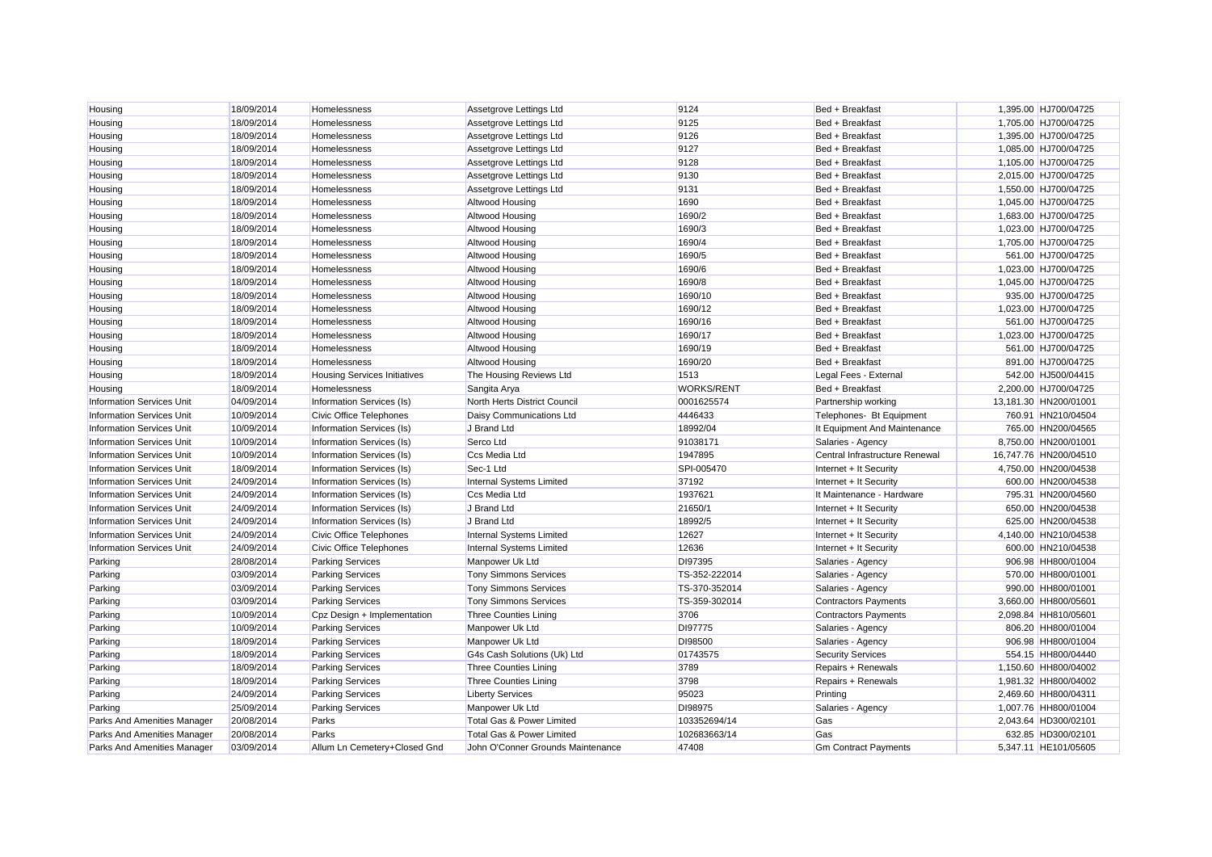| | | | | | | | |
|---|---|---|---|---|---|---|---|
| Housing | 18/09/2014 | Homelessness | Assetgrove Lettings Ltd | 9124 | Bed + Breakfast | 1,395.00 | HJ700/04725 |
| Housing | 18/09/2014 | Homelessness | Assetgrove Lettings Ltd | 9125 | Bed + Breakfast | 1,705.00 | HJ700/04725 |
| Housing | 18/09/2014 | Homelessness | Assetgrove Lettings Ltd | 9126 | Bed + Breakfast | 1,395.00 | HJ700/04725 |
| Housing | 18/09/2014 | Homelessness | Assetgrove Lettings Ltd | 9127 | Bed + Breakfast | 1,085.00 | HJ700/04725 |
| Housing | 18/09/2014 | Homelessness | Assetgrove Lettings Ltd | 9128 | Bed + Breakfast | 1,105.00 | HJ700/04725 |
| Housing | 18/09/2014 | Homelessness | Assetgrove Lettings Ltd | 9130 | Bed + Breakfast | 2,015.00 | HJ700/04725 |
| Housing | 18/09/2014 | Homelessness | Assetgrove Lettings Ltd | 9131 | Bed + Breakfast | 1,550.00 | HJ700/04725 |
| Housing | 18/09/2014 | Homelessness | Altwood Housing | 1690 | Bed + Breakfast | 1,045.00 | HJ700/04725 |
| Housing | 18/09/2014 | Homelessness | Altwood Housing | 1690/2 | Bed + Breakfast | 1,683.00 | HJ700/04725 |
| Housing | 18/09/2014 | Homelessness | Altwood Housing | 1690/3 | Bed + Breakfast | 1,023.00 | HJ700/04725 |
| Housing | 18/09/2014 | Homelessness | Altwood Housing | 1690/4 | Bed + Breakfast | 1,705.00 | HJ700/04725 |
| Housing | 18/09/2014 | Homelessness | Altwood Housing | 1690/5 | Bed + Breakfast | 561.00 | HJ700/04725 |
| Housing | 18/09/2014 | Homelessness | Altwood Housing | 1690/6 | Bed + Breakfast | 1,023.00 | HJ700/04725 |
| Housing | 18/09/2014 | Homelessness | Altwood Housing | 1690/8 | Bed + Breakfast | 1,045.00 | HJ700/04725 |
| Housing | 18/09/2014 | Homelessness | Altwood Housing | 1690/10 | Bed + Breakfast | 935.00 | HJ700/04725 |
| Housing | 18/09/2014 | Homelessness | Altwood Housing | 1690/12 | Bed + Breakfast | 1,023.00 | HJ700/04725 |
| Housing | 18/09/2014 | Homelessness | Altwood Housing | 1690/16 | Bed + Breakfast | 561.00 | HJ700/04725 |
| Housing | 18/09/2014 | Homelessness | Altwood Housing | 1690/17 | Bed + Breakfast | 1,023.00 | HJ700/04725 |
| Housing | 18/09/2014 | Homelessness | Altwood Housing | 1690/19 | Bed + Breakfast | 561.00 | HJ700/04725 |
| Housing | 18/09/2014 | Homelessness | Altwood Housing | 1690/20 | Bed + Breakfast | 891.00 | HJ700/04725 |
| Housing | 18/09/2014 | Housing Services Initiatives | The Housing Reviews Ltd | 1513 | Legal Fees - External | 542.00 | HJ500/04415 |
| Housing | 18/09/2014 | Homelessness | Sangita Arya | WORKS/RENT | Bed + Breakfast | 2,200.00 | HJ700/04725 |
| Information Services Unit | 04/09/2014 | Information Services (Is) | North Herts District Council | 0001625574 | Partnership working | 13,181.30 | HN200/01001 |
| Information Services Unit | 10/09/2014 | Civic Office Telephones | Daisy Communications Ltd | 4446433 | Telephones- Bt Equipment | 760.91 | HN210/04504 |
| Information Services Unit | 10/09/2014 | Information Services (Is) | J Brand Ltd | 18992/04 | It Equipment And Maintenance | 765.00 | HN200/04565 |
| Information Services Unit | 10/09/2014 | Information Services (Is) | Serco Ltd | 91038171 | Salaries - Agency | 8,750.00 | HN200/01001 |
| Information Services Unit | 10/09/2014 | Information Services (Is) | Ccs Media Ltd | 1947895 | Central Infrastructure Renewal | 16,747.76 | HN200/04510 |
| Information Services Unit | 18/09/2014 | Information Services (Is) | Sec-1 Ltd | SPI-005470 | Internet + It Security | 4,750.00 | HN200/04538 |
| Information Services Unit | 24/09/2014 | Information Services (Is) | Internal Systems Limited | 37192 | Internet + It Security | 600.00 | HN200/04538 |
| Information Services Unit | 24/09/2014 | Information Services (Is) | Ccs Media Ltd | 1937621 | It Maintenance - Hardware | 795.31 | HN200/04560 |
| Information Services Unit | 24/09/2014 | Information Services (Is) | J Brand Ltd | 21650/1 | Internet + It Security | 650.00 | HN200/04538 |
| Information Services Unit | 24/09/2014 | Information Services (Is) | J Brand Ltd | 18992/5 | Internet + It Security | 625.00 | HN200/04538 |
| Information Services Unit | 24/09/2014 | Civic Office Telephones | Internal Systems Limited | 12627 | Internet + It Security | 4,140.00 | HN210/04538 |
| Information Services Unit | 24/09/2014 | Civic Office Telephones | Internal Systems Limited | 12636 | Internet + It Security | 600.00 | HN210/04538 |
| Parking | 28/08/2014 | Parking Services | Manpower Uk Ltd | DI97395 | Salaries - Agency | 906.98 | HH800/01004 |
| Parking | 03/09/2014 | Parking Services | Tony Simmons Services | TS-352-222014 | Salaries - Agency | 570.00 | HH800/01001 |
| Parking | 03/09/2014 | Parking Services | Tony Simmons Services | TS-370-352014 | Salaries - Agency | 990.00 | HH800/01001 |
| Parking | 03/09/2014 | Parking Services | Tony Simmons Services | TS-359-302014 | Contractors Payments | 3,660.00 | HH800/05601 |
| Parking | 10/09/2014 | Cpz Design + Implementation | Three Counties Lining | 3706 | Contractors Payments | 2,098.84 | HH810/05601 |
| Parking | 10/09/2014 | Parking Services | Manpower Uk Ltd | DI97775 | Salaries - Agency | 806.20 | HH800/01004 |
| Parking | 18/09/2014 | Parking Services | Manpower Uk Ltd | DI98500 | Salaries - Agency | 906.98 | HH800/01004 |
| Parking | 18/09/2014 | Parking Services | G4s Cash Solutions (Uk) Ltd | 01743575 | Security Services | 554.15 | HH800/04440 |
| Parking | 18/09/2014 | Parking Services | Three Counties Lining | 3789 | Repairs + Renewals | 1,150.60 | HH800/04002 |
| Parking | 18/09/2014 | Parking Services | Three Counties Lining | 3798 | Repairs + Renewals | 1,981.32 | HH800/04002 |
| Parking | 24/09/2014 | Parking Services | Liberty Services | 95023 | Printing | 2,469.60 | HH800/04311 |
| Parking | 25/09/2014 | Parking Services | Manpower Uk Ltd | DI98975 | Salaries - Agency | 1,007.76 | HH800/01004 |
| Parks And Amenities Manager | 20/08/2014 | Parks | Total Gas & Power Limited | 103352694/14 | Gas | 2,043.64 | HD300/02101 |
| Parks And Amenities Manager | 20/08/2014 | Parks | Total Gas & Power Limited | 102683663/14 | Gas | 632.85 | HD300/02101 |
| Parks And Amenities Manager | 03/09/2014 | Allum Ln Cemetery+Closed Gnd | John O'Conner Grounds Maintenance | 47408 | Gm Contract Payments | 5,347.11 | HE101/05605 |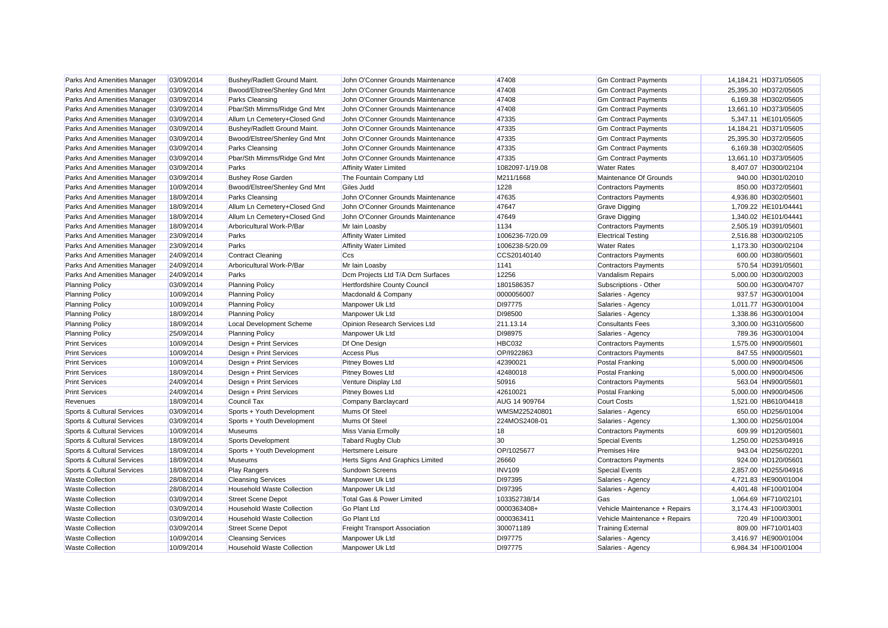| | | | | | | | |
|---|---|---|---|---|---|---|---|
| Parks And Amenities Manager | 03/09/2014 | Bushey/Radlett Ground Maint. | John O'Conner Grounds Maintenance | 47408 | Gm Contract Payments | 14,184.21 | HD371/05605 |
| Parks And Amenities Manager | 03/09/2014 | Bwood/Elstree/Shenley Gnd Mnt | John O'Conner Grounds Maintenance | 47408 | Gm Contract Payments | 25,395.30 | HD372/05605 |
| Parks And Amenities Manager | 03/09/2014 | Parks Cleansing | John O'Conner Grounds Maintenance | 47408 | Gm Contract Payments | 6,169.38 | HD302/05605 |
| Parks And Amenities Manager | 03/09/2014 | Pbar/Sth Mimms/Ridge Gnd Mnt | John O'Conner Grounds Maintenance | 47408 | Gm Contract Payments | 13,661.10 | HD373/05605 |
| Parks And Amenities Manager | 03/09/2014 | Allum Ln Cemetery+Closed Gnd | John O'Conner Grounds Maintenance | 47335 | Gm Contract Payments | 5,347.11 | HE101/05605 |
| Parks And Amenities Manager | 03/09/2014 | Bushey/Radlett Ground Maint. | John O'Conner Grounds Maintenance | 47335 | Gm Contract Payments | 14,184.21 | HD371/05605 |
| Parks And Amenities Manager | 03/09/2014 | Bwood/Elstree/Shenley Gnd Mnt | John O'Conner Grounds Maintenance | 47335 | Gm Contract Payments | 25,395.30 | HD372/05605 |
| Parks And Amenities Manager | 03/09/2014 | Parks Cleansing | John O'Conner Grounds Maintenance | 47335 | Gm Contract Payments | 6,169.38 | HD302/05605 |
| Parks And Amenities Manager | 03/09/2014 | Pbar/Sth Mimms/Ridge Gnd Mnt | John O'Conner Grounds Maintenance | 47335 | Gm Contract Payments | 13,661.10 | HD373/05605 |
| Parks And Amenities Manager | 03/09/2014 | Parks | Affinity Water Limited | 1082097-1/19.08 | Water Rates | 8,407.07 | HD300/02104 |
| Parks And Amenities Manager | 03/09/2014 | Bushey Rose Garden | The Fountain Company Ltd | M211/1668 | Maintenance Of Grounds | 940.00 | HD301/02010 |
| Parks And Amenities Manager | 10/09/2014 | Bwood/Elstree/Shenley Gnd Mnt | Giles Judd | 1228 | Contractors Payments | 850.00 | HD372/05601 |
| Parks And Amenities Manager | 18/09/2014 | Parks Cleansing | John O'Conner Grounds Maintenance | 47635 | Contractors Payments | 4,936.80 | HD302/05601 |
| Parks And Amenities Manager | 18/09/2014 | Allum Ln Cemetery+Closed Gnd | John O'Conner Grounds Maintenance | 47647 | Grave Digging | 1,709.22 | HE101/04441 |
| Parks And Amenities Manager | 18/09/2014 | Allum Ln Cemetery+Closed Gnd | John O'Conner Grounds Maintenance | 47649 | Grave Digging | 1,340.02 | HE101/04441 |
| Parks And Amenities Manager | 18/09/2014 | Arboricultural Work-P/Bar | Mr Iain Loasby | 1134 | Contractors Payments | 2,505.19 | HD391/05601 |
| Parks And Amenities Manager | 23/09/2014 | Parks | Affinity Water Limited | 1006236-7/20.09 | Electrical Testing | 2,516.88 | HD300/02105 |
| Parks And Amenities Manager | 23/09/2014 | Parks | Affinity Water Limited | 1006238-5/20.09 | Water Rates | 1,173.30 | HD300/02104 |
| Parks And Amenities Manager | 24/09/2014 | Contract Cleaning | Ccs | CCS20140140 | Contractors Payments | 600.00 | HD380/05601 |
| Parks And Amenities Manager | 24/09/2014 | Arboricultural Work-P/Bar | Mr Iain Loasby | 1141 | Contractors Payments | 570.54 | HD391/05601 |
| Parks And Amenities Manager | 24/09/2014 | Parks | Dcm Projects Ltd T/A Dcm Surfaces | 12256 | Vandalism Repairs | 5,000.00 | HD300/02003 |
| Planning Policy | 03/09/2014 | Planning Policy | Hertfordshire County Council | 1801586357 | Subscriptions - Other | 500.00 | HG300/04707 |
| Planning Policy | 10/09/2014 | Planning Policy | Macdonald & Company | 0000056007 | Salaries - Agency | 937.57 | HG300/01004 |
| Planning Policy | 10/09/2014 | Planning Policy | Manpower Uk Ltd | DI97775 | Salaries - Agency | 1,011.77 | HG300/01004 |
| Planning Policy | 18/09/2014 | Planning Policy | Manpower Uk Ltd | DI98500 | Salaries - Agency | 1,338.86 | HG300/01004 |
| Planning Policy | 18/09/2014 | Local Development Scheme | Opinion Research Services Ltd | 211.13.14 | Consultants Fees | 3,300.00 | HG310/05600 |
| Planning Policy | 25/09/2014 | Planning Policy | Manpower Uk Ltd | DI98975 | Salaries - Agency | 789.36 | HG300/01004 |
| Print Services | 10/09/2014 | Design + Print Services | Df One Design | HBC032 | Contractors Payments | 1,575.00 | HN900/05601 |
| Print Services | 10/09/2014 | Design + Print Services | Access Plus | OP/I922863 | Contractors Payments | 847.55 | HN900/05601 |
| Print Services | 10/09/2014 | Design + Print Services | Pitney Bowes Ltd | 42390021 | Postal Franking | 5,000.00 | HN900/04506 |
| Print Services | 18/09/2014 | Design + Print Services | Pitney Bowes Ltd | 42480018 | Postal Franking | 5,000.00 | HN900/04506 |
| Print Services | 24/09/2014 | Design + Print Services | Venture Display Ltd | 50916 | Contractors Payments | 563.04 | HN900/05601 |
| Print Services | 24/09/2014 | Design + Print Services | Pitney Bowes Ltd | 42610021 | Postal Franking | 5,000.00 | HN900/04506 |
| Revenues | 18/09/2014 | Council Tax | Company Barclaycard | AUG 14 909764 | Court Costs | 1,521.00 | HB610/04418 |
| Sports & Cultural Services | 03/09/2014 | Sports + Youth Development | Mums Of Steel | WMSM225240801 | Salaries - Agency | 650.00 | HD256/01004 |
| Sports & Cultural Services | 03/09/2014 | Sports + Youth Development | Mums Of Steel | 224MOS2408-01 | Salaries - Agency | 1,300.00 | HD256/01004 |
| Sports & Cultural Services | 10/09/2014 | Museums | Miss Vania Ermolly | 18 | Contractors Payments | 609.99 | HD120/05601 |
| Sports & Cultural Services | 18/09/2014 | Sports Development | Tabard Rugby Club | 30 | Special Events | 1,250.00 | HD253/04916 |
| Sports & Cultural Services | 18/09/2014 | Sports + Youth Development | Hertsmere Leisure | OP/1025677 | Premises Hire | 943.04 | HD256/02201 |
| Sports & Cultural Services | 18/09/2014 | Museums | Herts Signs And Graphics Limited | 26660 | Contractors Payments | 924.00 | HD120/05601 |
| Sports & Cultural Services | 18/09/2014 | Play Rangers | Sundown Screens | INV109 | Special Events | 2,857.00 | HD255/04916 |
| Waste Collection | 28/08/2014 | Cleansing Services | Manpower Uk Ltd | DI97395 | Salaries - Agency | 4,721.83 | HE900/01004 |
| Waste Collection | 28/08/2014 | Household Waste Collection | Manpower Uk Ltd | DI97395 | Salaries - Agency | 4,401.48 | HF100/01004 |
| Waste Collection | 03/09/2014 | Street Scene Depot | Total Gas & Power Limited | 103352738/14 | Gas | 1,064.69 | HF710/02101 |
| Waste Collection | 03/09/2014 | Household Waste Collection | Go Plant Ltd | 0000363408+ | Vehicle Maintenance + Repairs | 3,174.43 | HF100/03001 |
| Waste Collection | 03/09/2014 | Household Waste Collection | Go Plant Ltd | 0000363411 | Vehicle Maintenance + Repairs | 720.49 | HF100/03001 |
| Waste Collection | 03/09/2014 | Street Scene Depot | Freight Transport Association | 300071189 | Training External | 809.00 | HF710/01403 |
| Waste Collection | 10/09/2014 | Cleansing Services | Manpower Uk Ltd | DI97775 | Salaries - Agency | 3,416.97 | HE900/01004 |
| Waste Collection | 10/09/2014 | Household Waste Collection | Manpower Uk Ltd | DI97775 | Salaries - Agency | 6,984.34 | HF100/01004 |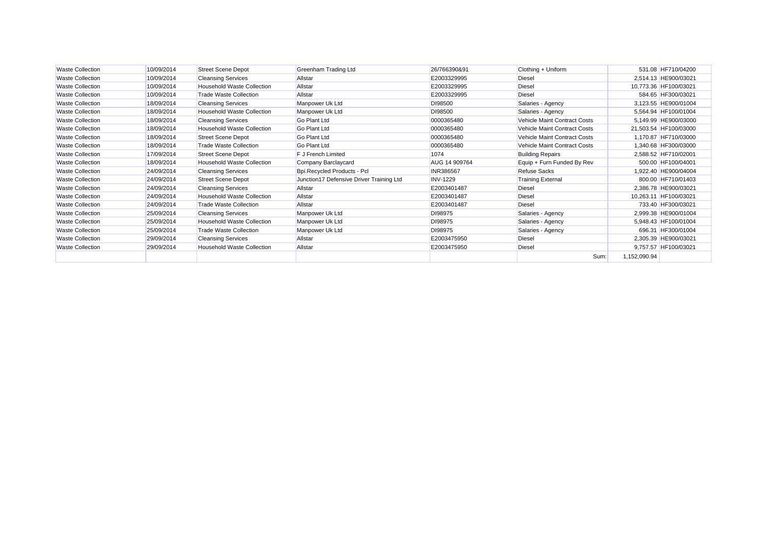| | | | | | | | |
|---|---|---|---|---|---|---|---|
| Waste Collection | 10/09/2014 | Street Scene Depot | Greenham Trading Ltd | 26/766390&91 | Clothing + Uniform | 531.08 | HF710/04200 |
| Waste Collection | 10/09/2014 | Cleansing Services | Allstar | E2003329995 | Diesel | 2,514.13 | HE900/03021 |
| Waste Collection | 10/09/2014 | Household Waste Collection | Allstar | E2003329995 | Diesel | 10,773.36 | HF100/03021 |
| Waste Collection | 10/09/2014 | Trade Waste Collection | Allstar | E2003329995 | Diesel | 584.65 | HF300/03021 |
| Waste Collection | 18/09/2014 | Cleansing Services | Manpower Uk Ltd | DI98500 | Salaries - Agency | 3,123.55 | HE900/01004 |
| Waste Collection | 18/09/2014 | Household Waste Collection | Manpower Uk Ltd | DI98500 | Salaries - Agency | 5,564.94 | HF100/01004 |
| Waste Collection | 18/09/2014 | Cleansing Services | Go Plant Ltd | 0000365480 | Vehicle Maint Contract Costs | 5,149.99 | HE900/03000 |
| Waste Collection | 18/09/2014 | Household Waste Collection | Go Plant Ltd | 0000365480 | Vehicle Maint Contract Costs | 21,503.54 | HF100/03000 |
| Waste Collection | 18/09/2014 | Street Scene Depot | Go Plant Ltd | 0000365480 | Vehicle Maint Contract Costs | 1,170.87 | HF710/03000 |
| Waste Collection | 18/09/2014 | Trade Waste Collection | Go Plant Ltd | 0000365480 | Vehicle Maint Contract Costs | 1,340.68 | HF300/03000 |
| Waste Collection | 17/09/2014 | Street Scene Depot | F J French Limited | 1074 | Building Repairs | 2,588.52 | HF710/02001 |
| Waste Collection | 18/09/2014 | Household Waste Collection | Company Barclaycard | AUG 14 909764 | Equip + Furn Funded By Rev | 500.00 | HF100/04001 |
| Waste Collection | 24/09/2014 | Cleansing Services | Bpi.Recycled Products - Pcl | INR386567 | Refuse Sacks | 1,922.40 | HE900/04004 |
| Waste Collection | 24/09/2014 | Street Scene Depot | Junction17 Defensive Driver Training Ltd | INV-1229 | Training External | 800.00 | HF710/01403 |
| Waste Collection | 24/09/2014 | Cleansing Services | Allstar | E2003401487 | Diesel | 2,386.78 | HE900/03021 |
| Waste Collection | 24/09/2014 | Household Waste Collection | Allstar | E2003401487 | Diesel | 10,263.11 | HF100/03021 |
| Waste Collection | 24/09/2014 | Trade Waste Collection | Allstar | E2003401487 | Diesel | 733.40 | HF300/03021 |
| Waste Collection | 25/09/2014 | Cleansing Services | Manpower Uk Ltd | DI98975 | Salaries - Agency | 2,999.38 | HE900/01004 |
| Waste Collection | 25/09/2014 | Household Waste Collection | Manpower Uk Ltd | DI98975 | Salaries - Agency | 5,948.43 | HF100/01004 |
| Waste Collection | 25/09/2014 | Trade Waste Collection | Manpower Uk Ltd | DI98975 | Salaries - Agency | 696.31 | HF300/01004 |
| Waste Collection | 29/09/2014 | Cleansing Services | Allstar | E2003475950 | Diesel | 2,305.39 | HE900/03021 |
| Waste Collection | 29/09/2014 | Household Waste Collection | Allstar | E2003475950 | Diesel | 9,757.57 | HF100/03021 |
| | | | | | Sum: | 1,152,090.94 | |